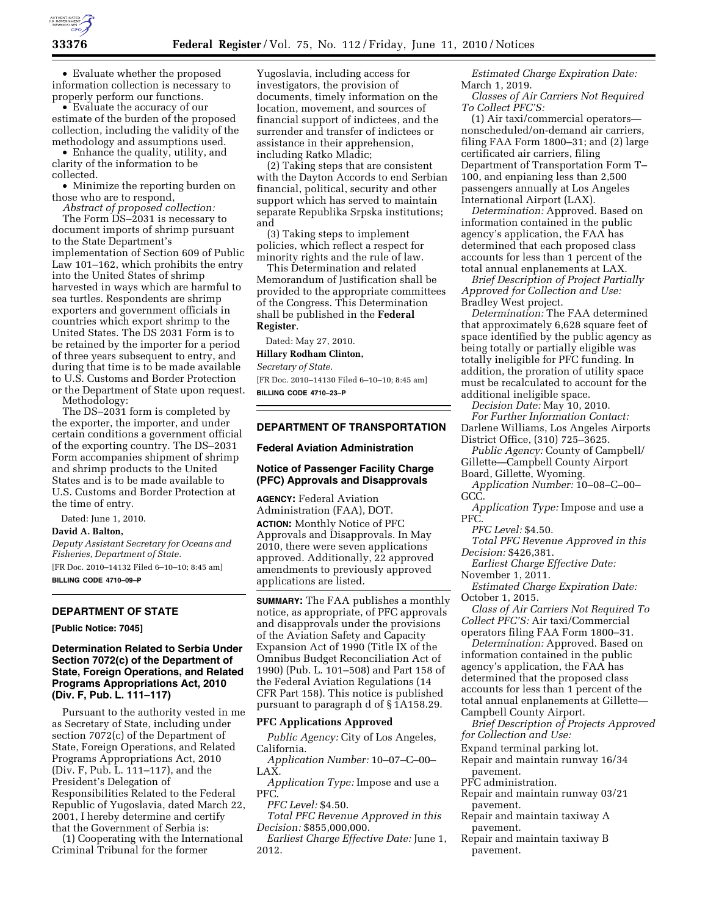- Evaluate whether the proposed information collection is necessary to properly perform our functions.
- Evaluate the accuracy of our estimate of the burden of the proposed collection, including the validity of the methodology and assumptions used.
- Enhance the quality, utility, and clarity of the information to be collected.
- Minimize the reporting burden on those who are to respond,

*Abstract of proposed collection:*

The Form DS–2031 is necessary to document imports of shrimp pursuant to the State Department's implementation of Section 609 of Public Law 101–162, which prohibits the entry into the United States of shrimp harvested in ways which are harmful to sea turtles. Respondents are shrimp exporters and government officials in countries which export shrimp to the United States. The DS 2031 Form is to be retained by the importer for a period of three years subsequent to entry, and during that time is to be made available to U.S. Customs and Border Protection or the Department of State upon request.

Methodology:

The DS–2031 form is completed by the exporter, the importer, and under certain conditions a government official of the exporting country. The DS–2031 Form accompanies shipment of shrimp and shrimp products to the United States and is to be made available to U.S. Customs and Border Protection at the time of entry.

Dated: June 1, 2010.

**David A. Balton,**

*Deputy Assistant Secretary for Oceans and Fisheries, Department of State.*

[FR Doc. 2010–14132 Filed 6–10–10; 8:45 am]

**BILLING CODE 4710–09–P**

## DEPARTMENT OF STATE

**[Public Notice: 7045]**

### Determination Related to Serbia Under Section 7072(c) of the Department of State, Foreign Operations, and Related Programs Appropriations Act, 2010 (Div. F, Pub. L. 111–117)

Pursuant to the authority vested in me as Secretary of State, including under section 7072(c) of the Department of State, Foreign Operations, and Related Programs Appropriations Act, 2010 (Div. F, Pub. L. 111–117), and the President's Delegation of Responsibilities Related to the Federal Republic of Yugoslavia, dated March 22, 2001, I hereby determine and certify that the Government of Serbia is:

(1) Cooperating with the International Criminal Tribunal for the former Yugoslavia, including access for investigators, the provision of documents, timely information on the location, movement, and sources of financial support of indictees, and the surrender and transfer of indictees or assistance in their apprehension, including Ratko Mladic;

(2) Taking steps that are consistent with the Dayton Accords to end Serbian financial, political, security and other support which has served to maintain separate Republika Srpska institutions; and

(3) Taking steps to implement policies, which reflect a respect for minority rights and the rule of law.

This Determination and related Memorandum of Justification shall be provided to the appropriate committees of the Congress. This Determination shall be published in the **Federal Register**.

Dated: May 27, 2010.

**Hillary Rodham Clinton,**

*Secretary of State.*

[FR Doc. 2010–14130 Filed 6–10–10; 8:45 am]

**BILLING CODE 4710–23–P**

## DEPARTMENT OF TRANSPORTATION

### Federal Aviation Administration

### Notice of Passenger Facility Charge (PFC) Approvals and Disapprovals

**AGENCY:** Federal Aviation Administration (FAA), DOT.

**ACTION:** Monthly Notice of PFC Approvals and Disapprovals. In May 2010, there were seven applications approved. Additionally, 22 approved amendments to previously approved applications are listed.

**SUMMARY:** The FAA publishes a monthly notice, as appropriate, of PFC approvals and disapprovals under the provisions of the Aviation Safety and Capacity Expansion Act of 1990 (Title IX of the Omnibus Budget Reconciliation Act of 1990) (Pub. L. 101–508) and Part 158 of the Federal Aviation Regulations (14 CFR Part 158). This notice is published pursuant to paragraph d of § 1A158.29.

### PFC Applications Approved

*Public Agency:* City of Los Angeles, California.

*Application Number:* 10–07–C–00–LAX.

*Application Type:* Impose and use a PFC.

*PFC Level:* $4.50.

*Total PFC Revenue Approved in this Decision:* $855,000,000.

*Earliest Charge Effective Date:* June 1, 2012.

*Estimated Charge Expiration Date:* March 1, 2019.

*Classes of Air Carriers Not Required To Collect PFC'S:*

(1) Air taxi/commercial operators—nonscheduled/on-demand air carriers, filing FAA Form 1800–31; and (2) large certificated air carriers, filing Department of Transportation Form T–100, and enplaning less than 2,500 passengers annually at Los Angeles International Airport (LAX).

*Determination:* Approved. Based on information contained in the public agency's application, the FAA has determined that each proposed class accounts for less than 1 percent of the total annual enplanements at LAX.

*Brief Description of Project Partially Approved for Collection and Use:* Bradley West project.

*Determination:* The FAA determined that approximately 6,628 square feet of space identified by the public agency as being totally or partially eligible was totally ineligible for PFC funding. In addition, the proration of utility space must be recalculated to account for the additional ineligible space.

*Decision Date:* May 10, 2010.

*For Further Information Contact:* Darlene Williams, Los Angeles Airports District Office, (310) 725–3625.

*Public Agency:* County of Campbell/Gillette—Campbell County Airport Board, Gillette, Wyoming.

*Application Number:* 10–08–C–00–GCC.

*Application Type:* Impose and use a PFC.

*PFC Level:* $4.50.

*Total PFC Revenue Approved in this Decision:* $426,381.

*Earliest Charge Effective Date:* November 1, 2011.

*Estimated Charge Expiration Date:* October 1, 2015.

*Class of Air Carriers Not Required To Collect PFC'S:* Air taxi/Commercial operators filing FAA Form 1800–31.

*Determination:* Approved. Based on information contained in the public agency's application, the FAA has determined that the proposed class accounts for less than 1 percent of the total annual enplanements at Gillette—Campbell County Airport.

*Brief Description of Projects Approved for Collection and Use:*

Expand terminal parking lot.
Repair and maintain runway 16/34 pavement.
PFC administration.
Repair and maintain runway 03/21 pavement.
Repair and maintain taxiway A pavement.
Repair and maintain taxiway B pavement.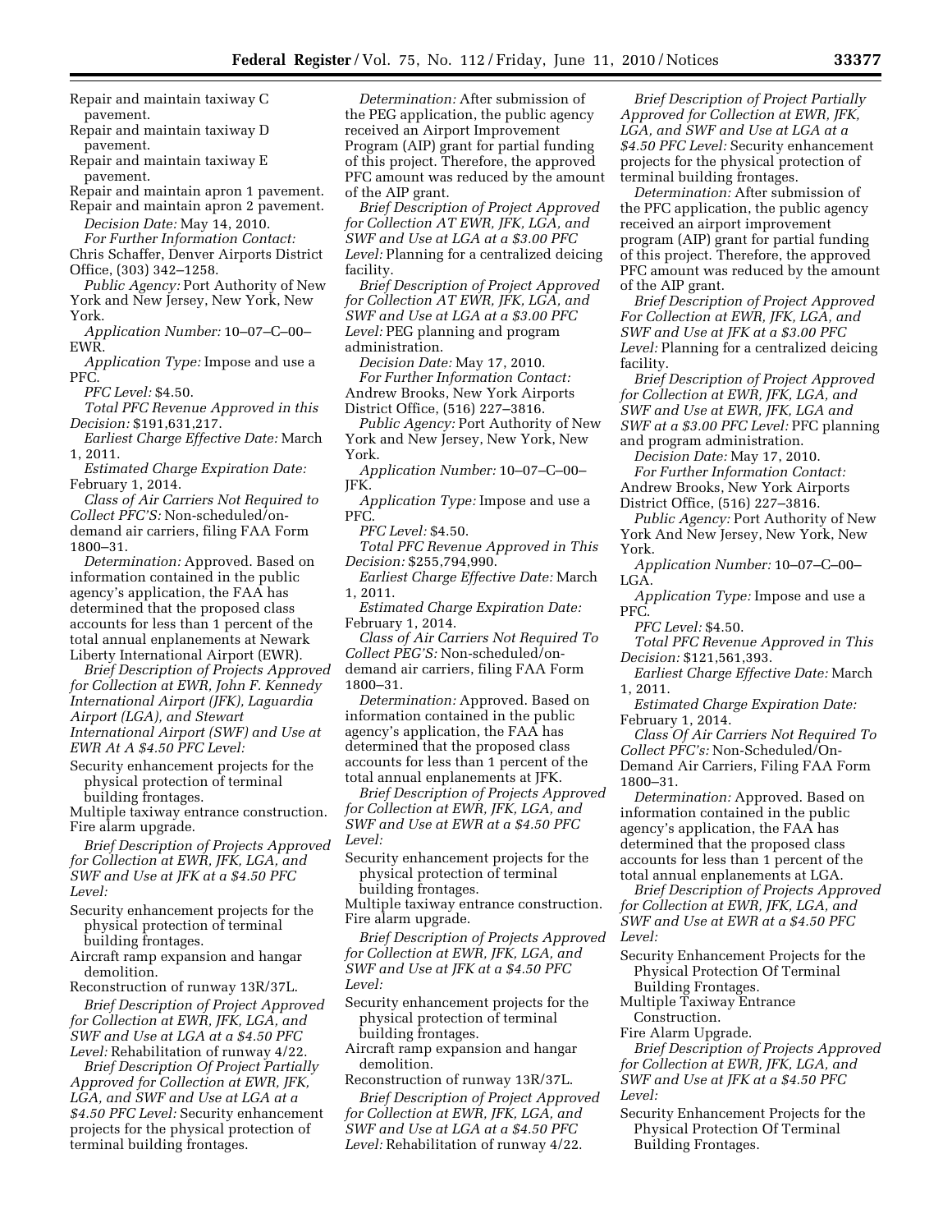Repair and maintain taxiway C pavement.
Repair and maintain taxiway D pavement.
Repair and maintain taxiway E pavement.
Repair and maintain apron 1 pavement.
Repair and maintain apron 2 pavement.

*Decision Date:* May 14, 2010.

*For Further Information Contact:* Chris Schaffer, Denver Airports District Office, (303) 342–1258.

*Public Agency:* Port Authority of New York and New Jersey, New York, New York.

*Application Number:* 10–07–C–00–EWR.

*Application Type:* Impose and use a PFC.

*PFC Level:* $4.50.

*Total PFC Revenue Approved in this Decision:* $191,631,217.

*Earliest Charge Effective Date:* March 1, 2011.

*Estimated Charge Expiration Date:* February 1, 2014.

*Class of Air Carriers Not Required to Collect PFC'S:* Non-scheduled/on-demand air carriers, filing FAA Form 1800–31.

*Determination:* Approved. Based on information contained in the public agency's application, the FAA has determined that the proposed class accounts for less than 1 percent of the total annual enplanements at Newark Liberty International Airport (EWR).

*Brief Description of Projects Approved for Collection at EWR, John F. Kennedy International Airport (JFK), Laguardia Airport (LGA), and Stewart International Airport (SWF) and Use at EWR At A $4.50 PFC Level:*

Security enhancement projects for the physical protection of terminal building frontages.
Multiple taxiway entrance construction.
Fire alarm upgrade.

*Brief Description of Projects Approved for Collection at EWR, JFK, LGA, and SWF and Use at JFK at a $4.50 PFC Level:*

Security enhancement projects for the physical protection of terminal building frontages.
Aircraft ramp expansion and hangar demolition.
Reconstruction of runway 13R/37L.

*Brief Description of Project Approved for Collection at EWR, JFK, LGA, and SWF and Use at LGA at a $4.50 PFC Level:* Rehabilitation of runway 4/22.

*Brief Description Of Project Partially Approved for Collection at EWR, JFK, LGA, and SWF and Use at LGA at a $4.50 PFC Level:* Security enhancement projects for the physical protection of terminal building frontages.

*Determination:* After submission of the PEG application, the public agency received an Airport Improvement Program (AIP) grant for partial funding of this project. Therefore, the approved PFC amount was reduced by the amount of the AIP grant.

*Brief Description of Project Approved for Collection AT EWR, JFK, LGA, and SWF and Use at LGA at a $3.00 PFC Level:* Planning for a centralized deicing facility.

*Brief Description of Project Approved for Collection AT EWR, JFK, LGA, and SWF and Use at LGA at a $3.00 PFC Level:* PEG planning and program administration.

*Decision Date:* May 17, 2010.

*For Further Information Contact:* Andrew Brooks, New York Airports District Office, (516) 227–3816.

*Public Agency:* Port Authority of New York and New Jersey, New York, New York.

*Application Number:* 10–07–C–00–JFK.

*Application Type:* Impose and use a PFC.

*PFC Level:* $4.50.

*Total PFC Revenue Approved in This Decision:* $255,794,990.

*Earliest Charge Effective Date:* March 1, 2011.

*Estimated Charge Expiration Date:* February 1, 2014.

*Class of Air Carriers Not Required To Collect PEG'S:* Non-scheduled/on-demand air carriers, filing FAA Form 1800–31.

*Determination:* Approved. Based on information contained in the public agency's application, the FAA has determined that the proposed class accounts for less than 1 percent of the total annual enplanements at JFK.

*Brief Description of Projects Approved for Collection at EWR, JFK, LGA, and SWF and Use at EWR at a $4.50 PFC Level:*

Security enhancement projects for the physical protection of terminal building frontages.
Multiple taxiway entrance construction.
Fire alarm upgrade.

*Brief Description of Projects Approved for Collection at EWR, JFK, LGA, and SWF and Use at JFK at a $4.50 PFC Level:*

Security enhancement projects for the physical protection of terminal building frontages.
Aircraft ramp expansion and hangar demolition.
Reconstruction of runway 13R/37L.

*Brief Description of Project Approved for Collection at EWR, JFK, LGA, and SWF and Use at LGA at a $4.50 PFC Level:* Rehabilitation of runway 4/22.

*Brief Description of Project Partially Approved for Collection at EWR, JFK, LGA, and SWF and Use at LGA at a $4.50 PFC Level:* Security enhancement projects for the physical protection of terminal building frontages.

*Determination:* After submission of the PFC application, the public agency received an airport improvement program (AIP) grant for partial funding of this project. Therefore, the approved PFC amount was reduced by the amount of the AIP grant.

*Brief Description of Project Approved For Collection at EWR, JFK, LGA, and SWF and Use at JFK at a $3.00 PFC Level:* Planning for a centralized deicing facility.

*Brief Description of Project Approved for Collection at EWR, JFK, LGA, and SWF and Use at EWR, JFK, LGA and SWF at a $3.00 PFC Level:* PFC planning and program administration.

*Decision Date:* May 17, 2010.

*For Further Information Contact:* Andrew Brooks, New York Airports District Office, (516) 227–3816.

*Public Agency:* Port Authority of New York And New Jersey, New York, New York.

*Application Number:* 10–07–C–00–LGA.

*Application Type:* Impose and use a PFC.

*PFC Level:* $4.50.

*Total PFC Revenue Approved in This Decision:* $121,561,393.

*Earliest Charge Effective Date:* March 1, 2011.

*Estimated Charge Expiration Date:* February 1, 2014.

*Class Of Air Carriers Not Required To Collect PFC's:* Non-Scheduled/On-Demand Air Carriers, Filing FAA Form 1800–31.

*Determination:* Approved. Based on information contained in the public agency's application, the FAA has determined that the proposed class accounts for less than 1 percent of the total annual enplanements at LGA.

*Brief Description of Projects Approved for Collection at EWR, JFK, LGA, and SWF and Use at EWR at a $4.50 PFC Level:*

Security Enhancement Projects for the Physical Protection Of Terminal Building Frontages.
Multiple Taxiway Entrance Construction.
Fire Alarm Upgrade.

*Brief Description of Projects Approved for Collection at EWR, JFK, LGA, and SWF and Use at JFK at a $4.50 PFC Level:*

Security Enhancement Projects for the Physical Protection Of Terminal Building Frontages.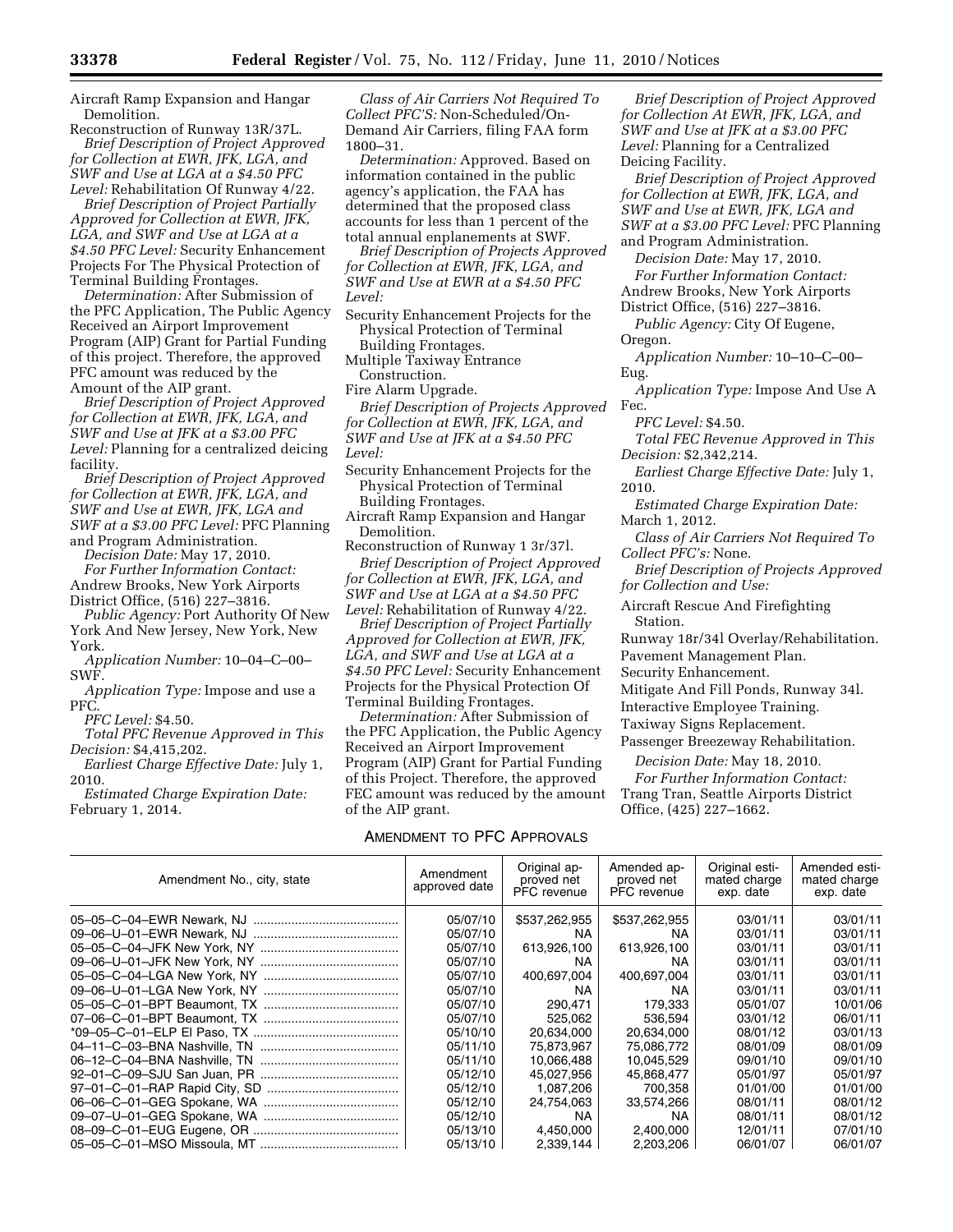Aircraft Ramp Expansion and Hangar Demolition.

Reconstruction of Runway 13R/37L.

*Brief Description of Project Approved for Collection at EWR, JFK, LGA, and SWF and Use at LGA at a $4.50 PFC Level:* Rehabilitation Of Runway 4/22.

*Brief Description of Project Partially Approved for Collection at EWR, JFK, LGA, and SWF and Use at LGA at a $4.50 PFC Level:* Security Enhancement Projects For The Physical Protection of Terminal Building Frontages.

*Determination:* After Submission of the PFC Application, The Public Agency Received an Airport Improvement Program (AIP) Grant for Partial Funding of this project. Therefore, the approved PFC amount was reduced by the Amount of the AIP grant.

*Brief Description of Project Approved for Collection at EWR, JFK, LGA, and SWF and Use at JFK at a $3.00 PFC Level:* Planning for a centralized deicing facility.

*Brief Description of Project Approved for Collection at EWR, JFK, LGA, and SWF and Use at EWR, JFK, LGA and SWF at a $3.00 PFC Level:* PFC Planning and Program Administration.

*Decision Date:* May 17, 2010.

*For Further Information Contact:* Andrew Brooks, New York Airports District Office, (516) 227–3816.

*Public Agency:* Port Authority Of New York And New Jersey, New York, New York.

*Application Number:* 10–04–C–00–SWF.

*Application Type:* Impose and use a PFC.

*PFC Level:* $4.50.

*Total PFC Revenue Approved in This Decision:* $4,415,202.

*Earliest Charge Effective Date:* July 1, 2010.

*Estimated Charge Expiration Date:* February 1, 2014.

*Class of Air Carriers Not Required To Collect PFC'S:* Non-Scheduled/On-Demand Air Carriers, filing FAA form 1800–31.

*Determination:* Approved. Based on information contained in the public agency's application, the FAA has determined that the proposed class accounts for less than 1 percent of the total annual enplanements at SWF.

*Brief Description of Projects Approved for Collection at EWR, JFK, LGA, and SWF and Use at EWR at a $4.50 PFC Level:*

Security Enhancement Projects for the Physical Protection of Terminal Building Frontages.

Multiple Taxiway Entrance Construction.

Fire Alarm Upgrade.

*Brief Description of Projects Approved for Collection at EWR, JFK, LGA, and SWF and Use at JFK at a $4.50 PFC Level:*

Security Enhancement Projects for the Physical Protection of Terminal Building Frontages.

Aircraft Ramp Expansion and Hangar Demolition.

Reconstruction of Runway 1 3r/37l.

*Brief Description of Project Approved for Collection at EWR, JFK, LGA, and SWF and Use at LGA at a $4.50 PFC Level:* Rehabilitation of Runway 4/22.

*Brief Description of Project Partially Approved for Collection at EWR, JFK, LGA, and SWF and Use at LGA at a $4.50 PFC Level:* Security Enhancement Projects for the Physical Protection Of Terminal Building Frontages.

*Determination:* After Submission of the PFC Application, the Public Agency Received an Airport Improvement Program (AIP) Grant for Partial Funding of this Project. Therefore, the approved FEC amount was reduced by the amount of the AIP grant.

*Brief Description of Project Approved for Collection At EWR, JFK, LGA, and SWF and Use at JFK at a $3.00 PFC Level:* Planning for a Centralized Deicing Facility.

*Brief Description of Project Approved for Collection at EWR, JFK, LGA, and SWF and Use at EWR, JFK, LGA and SWF at a $3.00 PFC Level:* PFC Planning and Program Administration.

*Decision Date:* May 17, 2010.

*For Further Information Contact:* Andrew Brooks, New York Airports District Office, (516) 227–3816.

*Public Agency:* City Of Eugene, Oregon.

*Application Number:* 10–10–C–00–Eug.

*Application Type:* Impose And Use A Fec.

*PFC Level:* $4.50.

*Total FEC Revenue Approved in This Decision:* $2,342,214.

*Earliest Charge Effective Date:* July 1, 2010.

*Estimated Charge Expiration Date:* March 1, 2012.

*Class of Air Carriers Not Required To Collect PFC's:* None.

*Brief Description of Projects Approved for Collection and Use:*

Aircraft Rescue And Firefighting Station.

Runway 18r/34l Overlay/Rehabilitation.

Pavement Management Plan.

Security Enhancement.

Mitigate And Fill Ponds, Runway 34l.

Interactive Employee Training.

Taxiway Signs Replacement.

Passenger Breezeway Rehabilitation.

*Decision Date:* May 18, 2010.

*For Further Information Contact:* Trang Tran, Seattle Airports District Office, (425) 227–1662.

AMENDMENT TO PFC APPROVALS

| Amendment No., city, state | Amendment approved date | Original approved net PFC revenue | Amended approved net PFC revenue | Original estimated charge exp. date | Amended estimated charge exp. date |
|---|---|---|---|---|---|
| 05–05–C–04–EWR Newark, NJ | 05/07/10 | $537,262,955 | $537,262,955 | 03/01/11 | 03/01/11 |
| 09–06–U–01–EWR Newark, NJ | 05/07/10 | NA | NA | 03/01/11 | 03/01/11 |
| 05–05–C–04–JFK New York, NY | 05/07/10 | 613,926,100 | 613,926,100 | 03/01/11 | 03/01/11 |
| 09–06–U–01–JFK New York, NY | 05/07/10 | NA | NA | 03/01/11 | 03/01/11 |
| 05–05–C–04–LGA New York, NY | 05/07/10 | 400,697,004 | 400,697,004 | 03/01/11 | 03/01/11 |
| 09–06–U–01–LGA New York, NY | 05/07/10 | NA | NA | 03/01/11 | 03/01/11 |
| 05–05–C–01–BPT Beaumont, TX | 05/07/10 | 290,471 | 179,333 | 05/01/07 | 10/01/06 |
| 07–06–C–01–BPT Beaumont, TX | 05/07/10 | 525,062 | 536,594 | 03/01/12 | 06/01/11 |
| *09–05–C–01–ELP El Paso, TX | 05/10/10 | 20,634,000 | 20,634,000 | 08/01/12 | 03/01/13 |
| 04–11–C–03–BNA Nashville, TN | 05/11/10 | 75,873,967 | 75,086,772 | 08/01/09 | 08/01/09 |
| 06–12–C–04–BNA Nashville, TN | 05/11/10 | 10,066,488 | 10,045,529 | 09/01/10 | 09/01/10 |
| 92–01–C–09–SJU San Juan, PR | 05/12/10 | 45,027,956 | 45,868,477 | 05/01/97 | 05/01/97 |
| 97–01–C–01–RAP Rapid City, SD | 05/12/10 | 1,087,206 | 700,358 | 01/01/00 | 01/01/00 |
| 06–06–C–01–GEG Spokane, WA | 05/12/10 | 24,754,063 | 33,574,266 | 08/01/11 | 08/01/12 |
| 09–07–U–01–GEG Spokane, WA | 05/12/10 | NA | NA | 08/01/11 | 08/01/12 |
| 08–09–C–01–EUG Eugene, OR | 05/13/10 | 4,450,000 | 2,400,000 | 12/01/11 | 07/01/10 |
| 05–05–C–01–MSO Missoula, MT | 05/13/10 | 2,339,144 | 2,203,206 | 06/01/07 | 06/01/07 |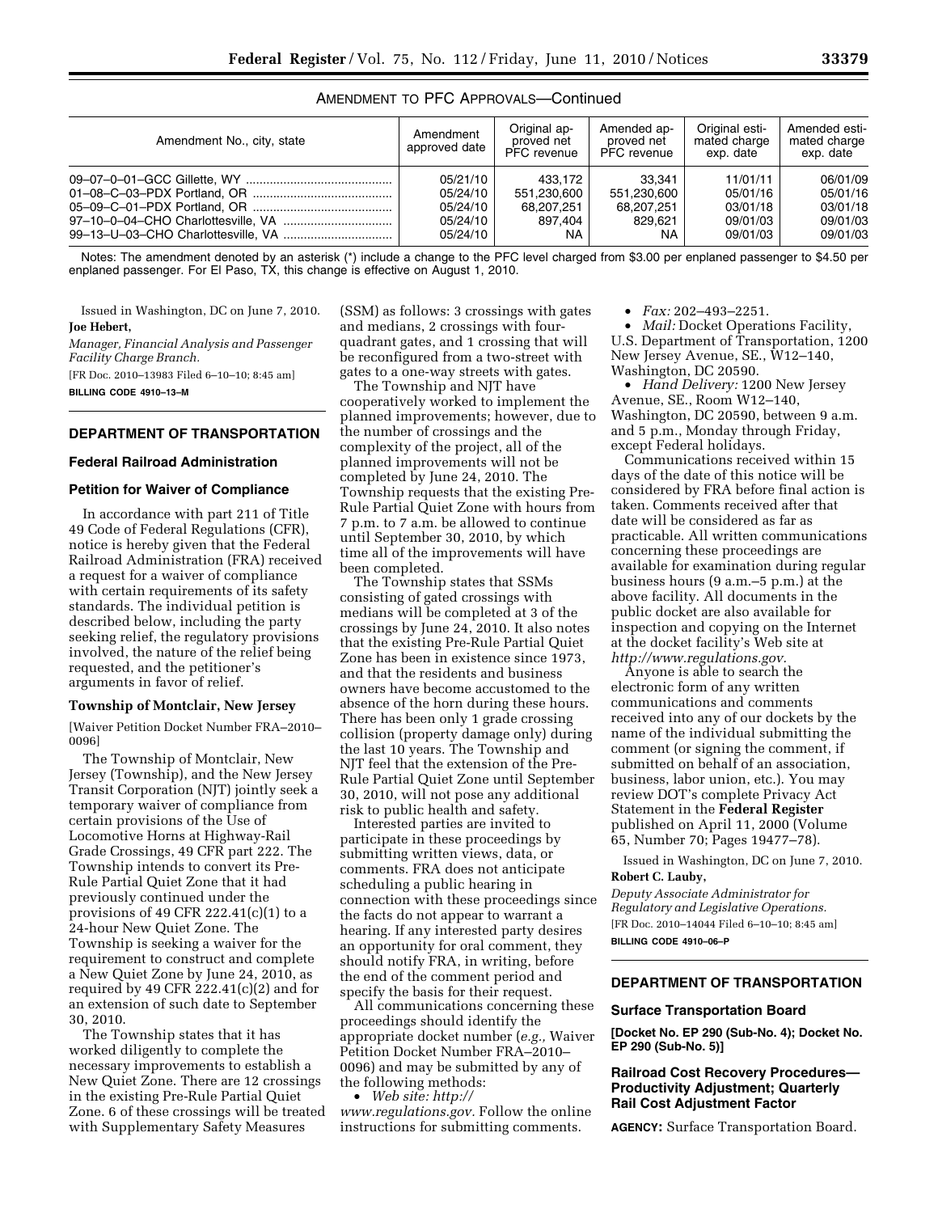AMENDMENT TO PFC APPROVALS—Continued

| Amendment No., city, state | Amendment approved date | Original approved net PFC revenue | Amended approved net PFC revenue | Original estimated charge exp. date | Amended estimated charge exp. date |
|---|---|---|---|---|---|
| 09–07–0–01–GCC Gillette, WY | 05/21/10 | 433,172 | 33,341 | 11/01/11 | 06/01/09 |
| 01–08–C–03–PDX Portland, OR | 05/24/10 | 551,230,600 | 551,230,600 | 05/01/16 | 05/01/16 |
| 05–09–C–01–PDX Portland, OR | 05/24/10 | 68,207,251 | 68,207,251 | 03/01/18 | 03/01/18 |
| 97–10–0–04–CHO Charlottesville, VA | 05/24/10 | 897,404 | 829,621 | 09/01/03 | 09/01/03 |
| 99–13–U–03–CHO Charlottesville, VA | 05/24/10 | NA | NA | 09/01/03 | 09/01/03 |

Notes: The amendment denoted by an asterisk (*) include a change to the PFC level charged from $3.00 per enplaned passenger to $4.50 per enplaned passenger. For El Paso, TX, this change is effective on August 1, 2010.

Issued in Washington, DC on June 7, 2010.

**Joe Hebert,**

*Manager, Financial Analysis and Passenger Facility Charge Branch.*

[FR Doc. 2010–13983 Filed 6–10–10; 8:45 am]

**BILLING CODE 4910–13–M**

## DEPARTMENT OF TRANSPORTATION

### Federal Railroad Administration

### Petition for Waiver of Compliance

In accordance with part 211 of Title 49 Code of Federal Regulations (CFR), notice is hereby given that the Federal Railroad Administration (FRA) received a request for a waiver of compliance with certain requirements of its safety standards. The individual petition is described below, including the party seeking relief, the regulatory provisions involved, the nature of the relief being requested, and the petitioner's arguments in favor of relief.

### Township of Montclair, New Jersey

[Waiver Petition Docket Number FRA–2010–0096]

The Township of Montclair, New Jersey (Township), and the New Jersey Transit Corporation (NJT) jointly seek a temporary waiver of compliance from certain provisions of the Use of Locomotive Horns at Highway-Rail Grade Crossings, 49 CFR part 222. The Township intends to convert its Pre-Rule Partial Quiet Zone that it had previously continued under the provisions of 49 CFR 222.41(c)(1) to a 24-hour New Quiet Zone. The Township is seeking a waiver for the requirement to construct and complete a New Quiet Zone by June 24, 2010, as required by 49 CFR 222.41(c)(2) and for an extension of such date to September 30, 2010.

The Township states that it has worked diligently to complete the necessary improvements to establish a New Quiet Zone. There are 12 crossings in the existing Pre-Rule Partial Quiet Zone. 6 of these crossings will be treated with Supplementary Safety Measures (SSM) as follows: 3 crossings with gates and medians, 2 crossings with four-quadrant gates, and 1 crossing that will be reconfigured from a two-street with gates to a one-way streets with gates.

The Township and NJT have cooperatively worked to implement the planned improvements; however, due to the number of crossings and the complexity of the project, all of the planned improvements will not be completed by June 24, 2010. The Township requests that the existing Pre-Rule Partial Quiet Zone with hours from 7 p.m. to 7 a.m. be allowed to continue until September 30, 2010, by which time all of the improvements will have been completed.

The Township states that SSMs consisting of gated crossings with medians will be completed at 3 of the crossings by June 24, 2010. It also notes that the existing Pre-Rule Partial Quiet Zone has been in existence since 1973, and that the residents and business owners have become accustomed to the absence of the horn during these hours. There has been only 1 grade crossing collision (property damage only) during the last 10 years. The Township and NJT feel that the extension of the Pre-Rule Partial Quiet Zone until September 30, 2010, will not pose any additional risk to public health and safety.

Interested parties are invited to participate in these proceedings by submitting written views, data, or comments. FRA does not anticipate scheduling a public hearing in connection with these proceedings since the facts do not appear to warrant a hearing. If any interested party desires an opportunity for oral comment, they should notify FRA, in writing, before the end of the comment period and specify the basis for their request.

All communications concerning these proceedings should identify the appropriate docket number (*e.g.,* Waiver Petition Docket Number FRA–2010–0096) and may be submitted by any of the following methods:

- *Web site: http://www.regulations.gov.* Follow the online instructions for submitting comments.
- *Fax:* 202–493–2251.
- *Mail:* Docket Operations Facility, U.S. Department of Transportation, 1200 New Jersey Avenue, SE., W12–140, Washington, DC 20590.
- *Hand Delivery:* 1200 New Jersey Avenue, SE., Room W12–140, Washington, DC 20590, between 9 a.m. and 5 p.m., Monday through Friday, except Federal holidays.

Communications received within 15 days of the date of this notice will be considered by FRA before final action is taken. Comments received after that date will be considered as far as practicable. All written communications concerning these proceedings are available for examination during regular business hours (9 a.m.–5 p.m.) at the above facility. All documents in the public docket are also available for inspection and copying on the Internet at the docket facility's Web site at *http://www.regulations.gov.*

Anyone is able to search the electronic form of any written communications and comments received into any of our dockets by the name of the individual submitting the comment (or signing the comment, if submitted on behalf of an association, business, labor union, etc.). You may review DOT's complete Privacy Act Statement in the **Federal Register** published on April 11, 2000 (Volume 65, Number 70; Pages 19477–78).

Issued in Washington, DC on June 7, 2010.

**Robert C. Lauby,**

*Deputy Associate Administrator for Regulatory and Legislative Operations.*

[FR Doc. 2010–14044 Filed 6–10–10; 8:45 am]

**BILLING CODE 4910–06–P**

## DEPARTMENT OF TRANSPORTATION

### Surface Transportation Board

**[Docket No. EP 290 (Sub-No. 4); Docket No. EP 290 (Sub-No. 5)]**

### Railroad Cost Recovery Procedures—Productivity Adjustment; Quarterly Rail Cost Adjustment Factor

**AGENCY:** Surface Transportation Board.